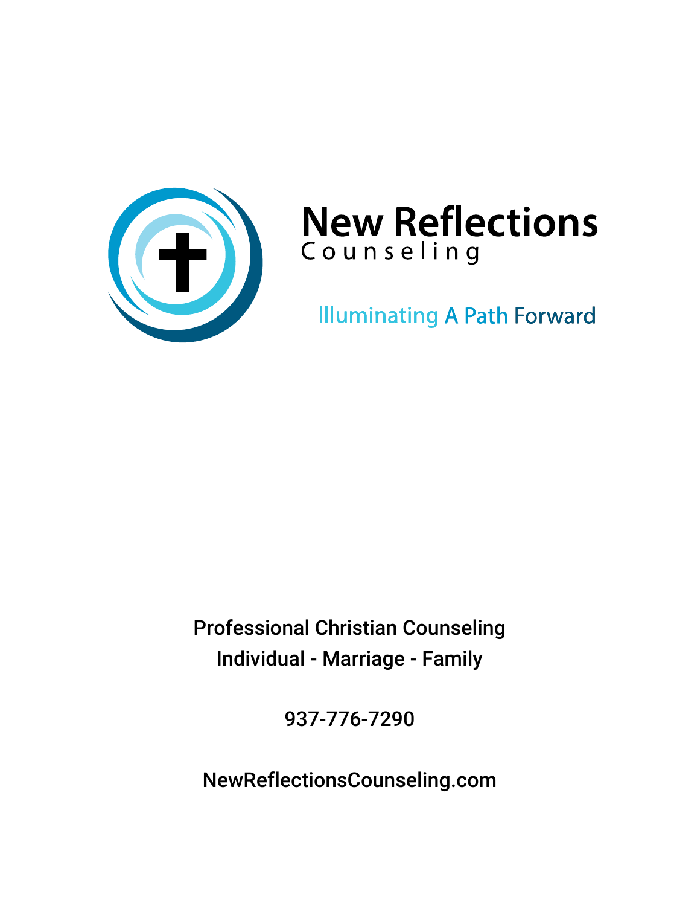# New Reflections

Counseling

Illuminating A Path Forward

Professional Christian Counseling

Individual - Marriage - Family

937-776-7290

NewReflectionsCounseling.com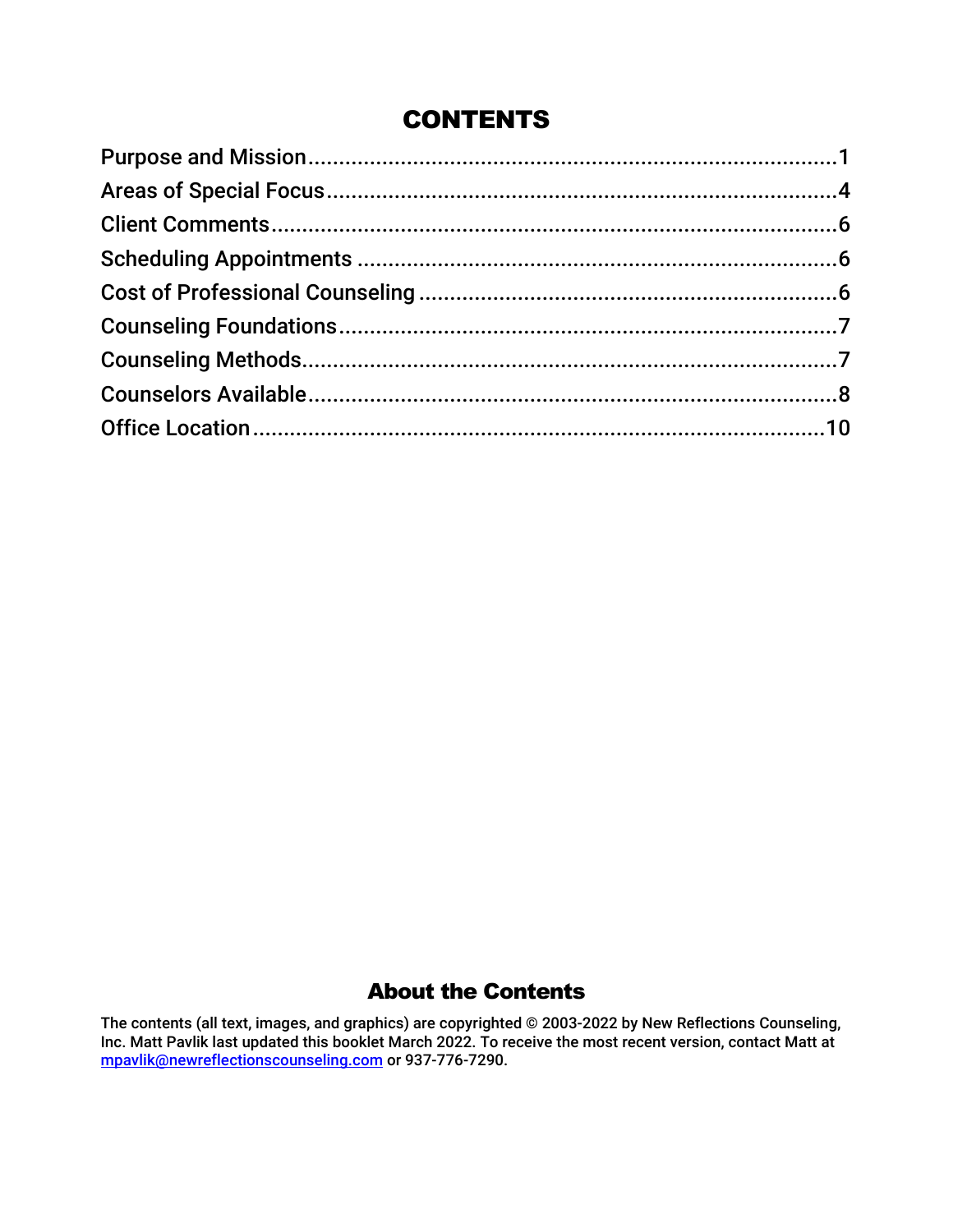# CONTENTS

Purpose and Mission....................................................................................1
Areas of Special Focus.................................................................................4
Client Comments..........................................................................................6
Scheduling Appointments ............................................................................6
Cost of Professional Counseling ..................................................................6
Counseling Foundations...............................................................................7
Counseling Methods.....................................................................................7
Counselors Available....................................................................................8
Office Location............................................................................................10

## About the Contents

**The contents (all text, images, and graphics) are copyrighted © 2003-2022 by New Reflections Counseling, Inc. Matt Pavlik last updated this booklet March 2022. To receive the most recent version, contact Matt at mpavlik@newreflectionscounseling.com or 937-776-7290.**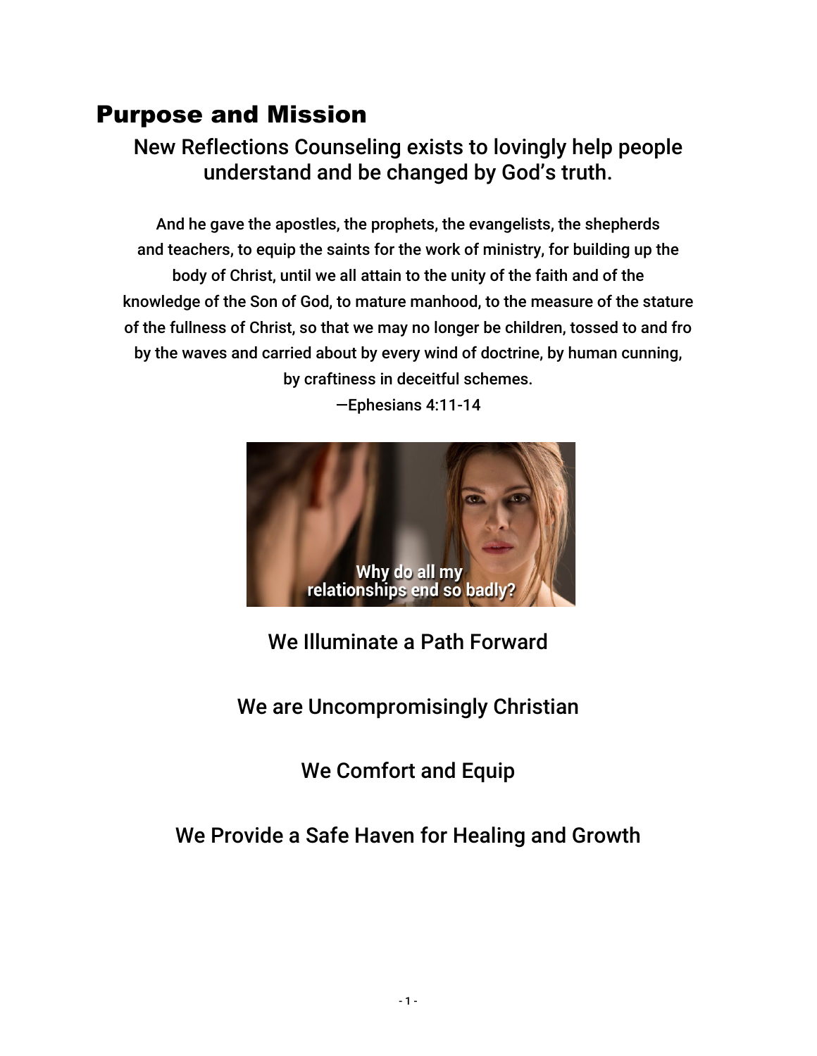# Purpose and Mission

New Reflections Counseling exists to lovingly help people understand and be changed by God's truth.

And he gave the apostles, the prophets, the evangelists, the shepherds and teachers, to equip the saints for the work of ministry, for building up the body of Christ, until we all attain to the unity of the faith and of the knowledge of the Son of God, to mature manhood, to the measure of the stature of the fullness of Christ, so that we may no longer be children, tossed to and fro by the waves and carried about by every wind of doctrine, by human cunning, by craftiness in deceitful schemes.

—Ephesians 4:11-14

We Illuminate a Path Forward

We are Uncompromisingly Christian

We Comfort and Equip

We Provide a Safe Haven for Healing and Growth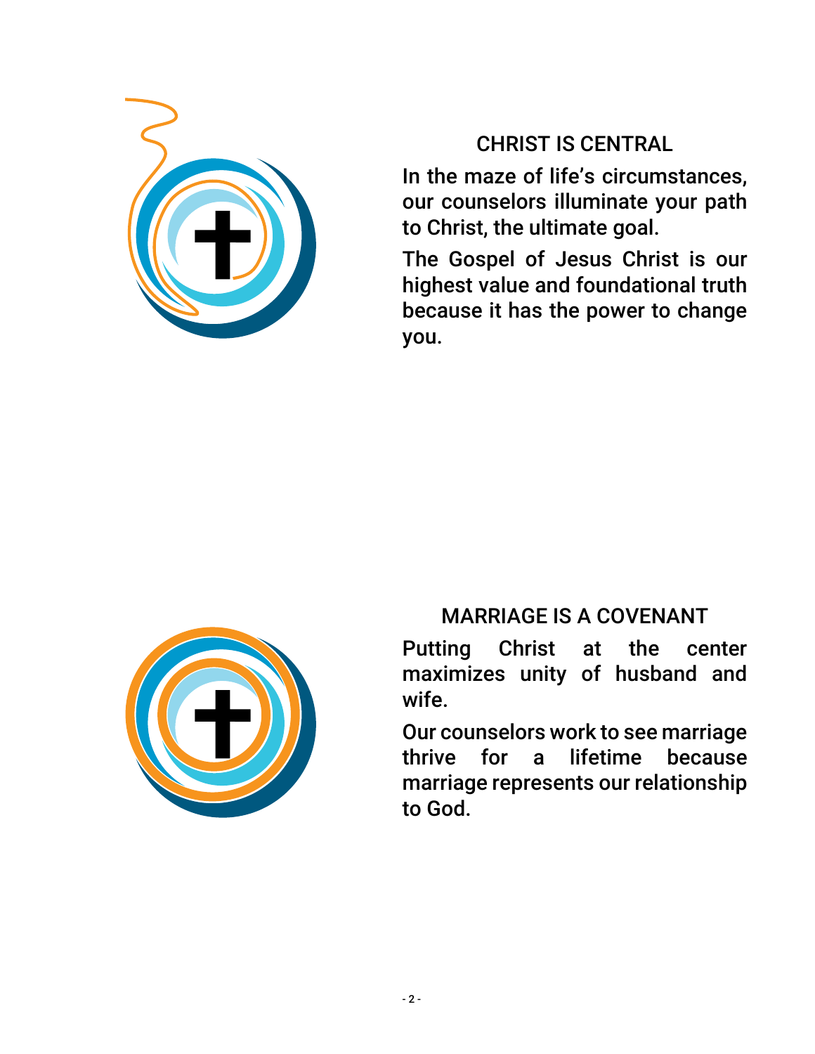## CHRIST IS CENTRAL

In the maze of life's circumstances, our counselors illuminate your path to Christ, the ultimate goal.

The Gospel of Jesus Christ is our highest value and foundational truth because it has the power to change you.

## MARRIAGE IS A COVENANT

Putting Christ at the center maximizes unity of husband and wife.

Our counselors work to see marriage thrive for a lifetime because marriage represents our relationship to God.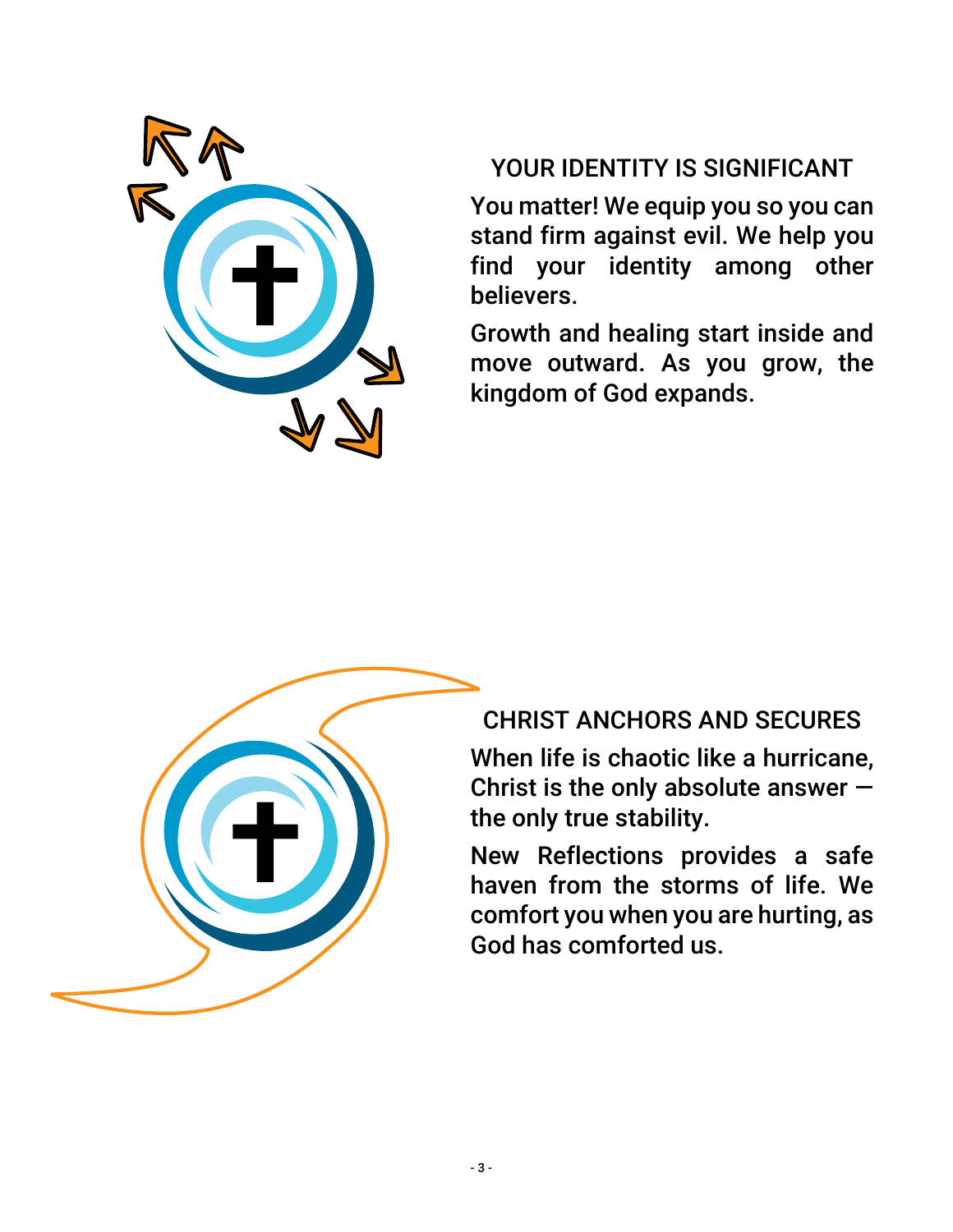## YOUR IDENTITY IS SIGNIFICANT

You matter! We equip you so you can stand firm against evil. We help you find your identity among other believers.

Growth and healing start inside and move outward. As you grow, the kingdom of God expands.

## CHRIST ANCHORS AND SECURES

When life is chaotic like a hurricane, Christ is the only absolute answer — the only true stability.

New Reflections provides a safe haven from the storms of life. We comfort you when you are hurting, as God has comforted us.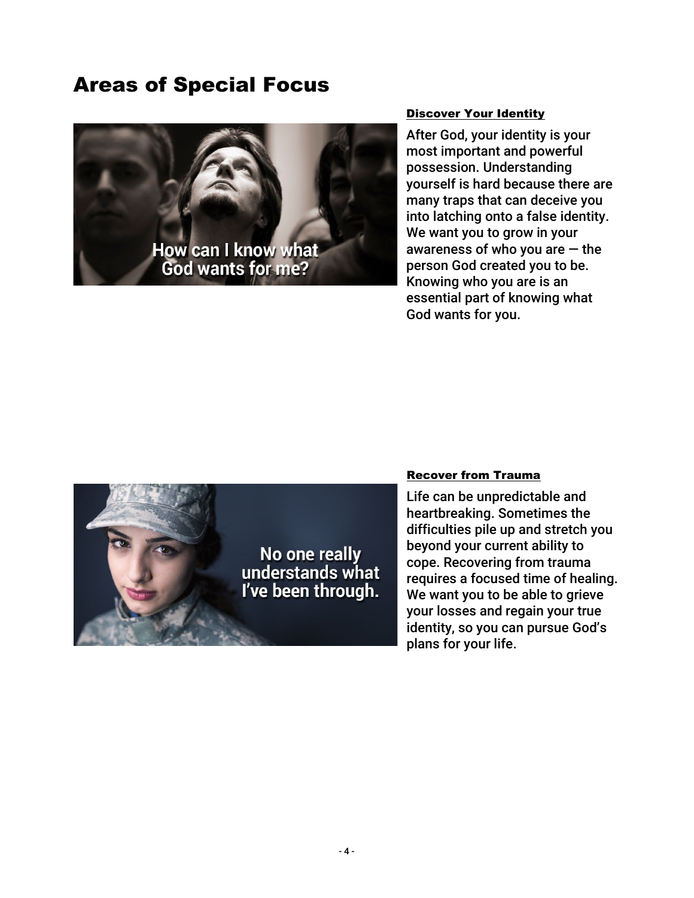# Areas of Special Focus

### Discover Your Identity

After God, your identity is your most important and powerful possession. Understanding yourself is hard because there are many traps that can deceive you into latching onto a false identity. We want you to grow in your awareness of who you are — the person God created you to be. Knowing who you are is an essential part of knowing what God wants for you.

### Recover from Trauma

Life can be unpredictable and heartbreaking. Sometimes the difficulties pile up and stretch you beyond your current ability to cope. Recovering from trauma requires a focused time of healing. We want you to be able to grieve your losses and regain your true identity, so you can pursue God's plans for your life.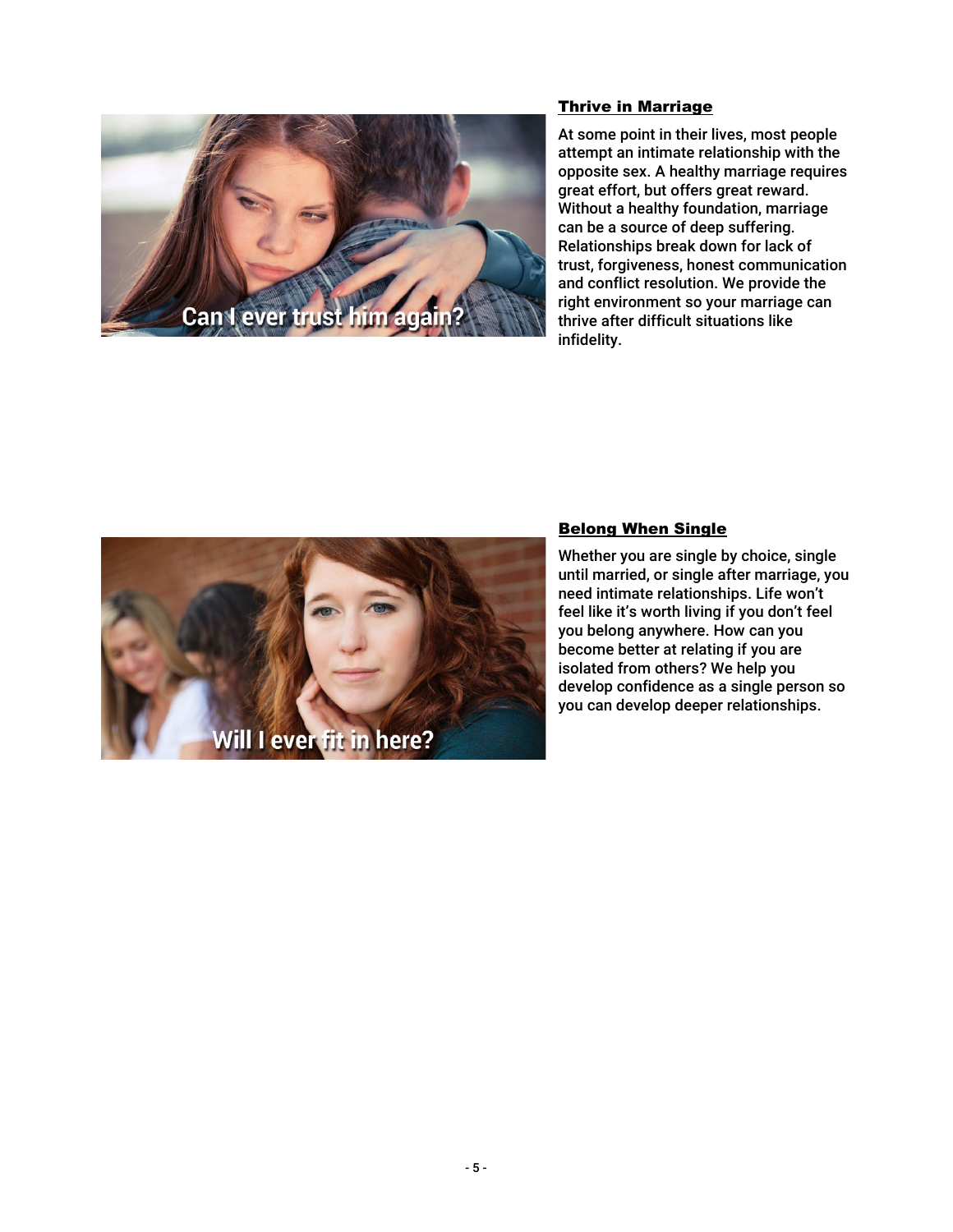Can I ever trust him again?

## Thrive in Marriage

At some point in their lives, most people attempt an intimate relationship with the opposite sex. A healthy marriage requires great effort, but offers great reward. Without a healthy foundation, marriage can be a source of deep suffering. Relationships break down for lack of trust, forgiveness, honest communication and conflict resolution. We provide the right environment so your marriage can thrive after difficult situations like infidelity.

Will I ever fit in here?

## Belong When Single

Whether you are single by choice, single until married, or single after marriage, you need intimate relationships. Life won't feel like it's worth living if you don't feel you belong anywhere. How can you become better at relating if you are isolated from others? We help you develop confidence as a single person so you can develop deeper relationships.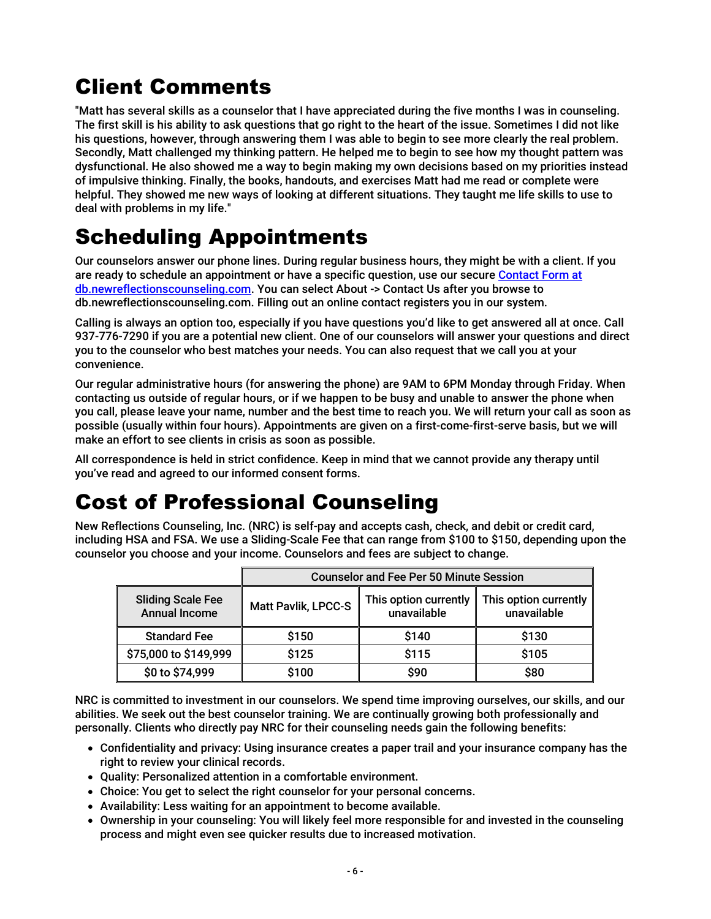# Client Comments

"Matt has several skills as a counselor that I have appreciated during the five months I was in counseling. The first skill is his ability to ask questions that go right to the heart of the issue. Sometimes I did not like his questions, however, through answering them I was able to begin to see more clearly the real problem. Secondly, Matt challenged my thinking pattern. He helped me to begin to see how my thought pattern was dysfunctional. He also showed me a way to begin making my own decisions based on my priorities instead of impulsive thinking. Finally, the books, handouts, and exercises Matt had me read or complete were helpful. They showed me new ways of looking at different situations. They taught me life skills to use to deal with problems in my life."

# Scheduling Appointments

Our counselors answer our phone lines. During regular business hours, they might be with a client. If you are ready to schedule an appointment or have a specific question, use our secure [Contact Form at db.newreflectionscounseling.com](db.newreflectionscounseling.com). You can select About -> Contact Us after you browse to db.newreflectionscounseling.com. Filling out an online contact registers you in our system.

Calling is always an option too, especially if you have questions you'd like to get answered all at once. Call 937-776-7290 if you are a potential new client. One of our counselors will answer your questions and direct you to the counselor who best matches your needs. You can also request that we call you at your convenience.

Our regular administrative hours (for answering the phone) are 9AM to 6PM Monday through Friday. When contacting us outside of regular hours, or if we happen to be busy and unable to answer the phone when you call, please leave your name, number and the best time to reach you. We will return your call as soon as possible (usually within four hours). Appointments are given on a first-come-first-serve basis, but we will make an effort to see clients in crisis as soon as possible.

All correspondence is held in strict confidence. Keep in mind that we cannot provide any therapy until you've read and agreed to our informed consent forms.

# Cost of Professional Counseling

New Reflections Counseling, Inc. (NRC) is self-pay and accepts cash, check, and debit or credit card, including HSA and FSA. We use a Sliding-Scale Fee that can range from $100 to $150, depending upon the counselor you choose and your income. Counselors and fees are subject to change.

| | Counselor and Fee Per 50 Minute Session | | |
|---|---|---|---|
| Sliding Scale Fee Annual Income | Matt Pavlik, LPCC-S | This option currently unavailable | This option currently unavailable |
| Standard Fee | $150 | $140 | $130 |
| $75,000 to $149,999 | $125 | $115 | $105 |
| $0 to $74,999 | $100 | $90 | $80 |

NRC is committed to investment in our counselors. We spend time improving ourselves, our skills, and our abilities. We seek out the best counselor training. We are continually growing both professionally and personally. Clients who directly pay NRC for their counseling needs gain the following benefits:

- Confidentiality and privacy: Using insurance creates a paper trail and your insurance company has the right to review your clinical records.
- Quality: Personalized attention in a comfortable environment.
- Choice: You get to select the right counselor for your personal concerns.
- Availability: Less waiting for an appointment to become available.
- Ownership in your counseling: You will likely feel more responsible for and invested in the counseling process and might even see quicker results due to increased motivation.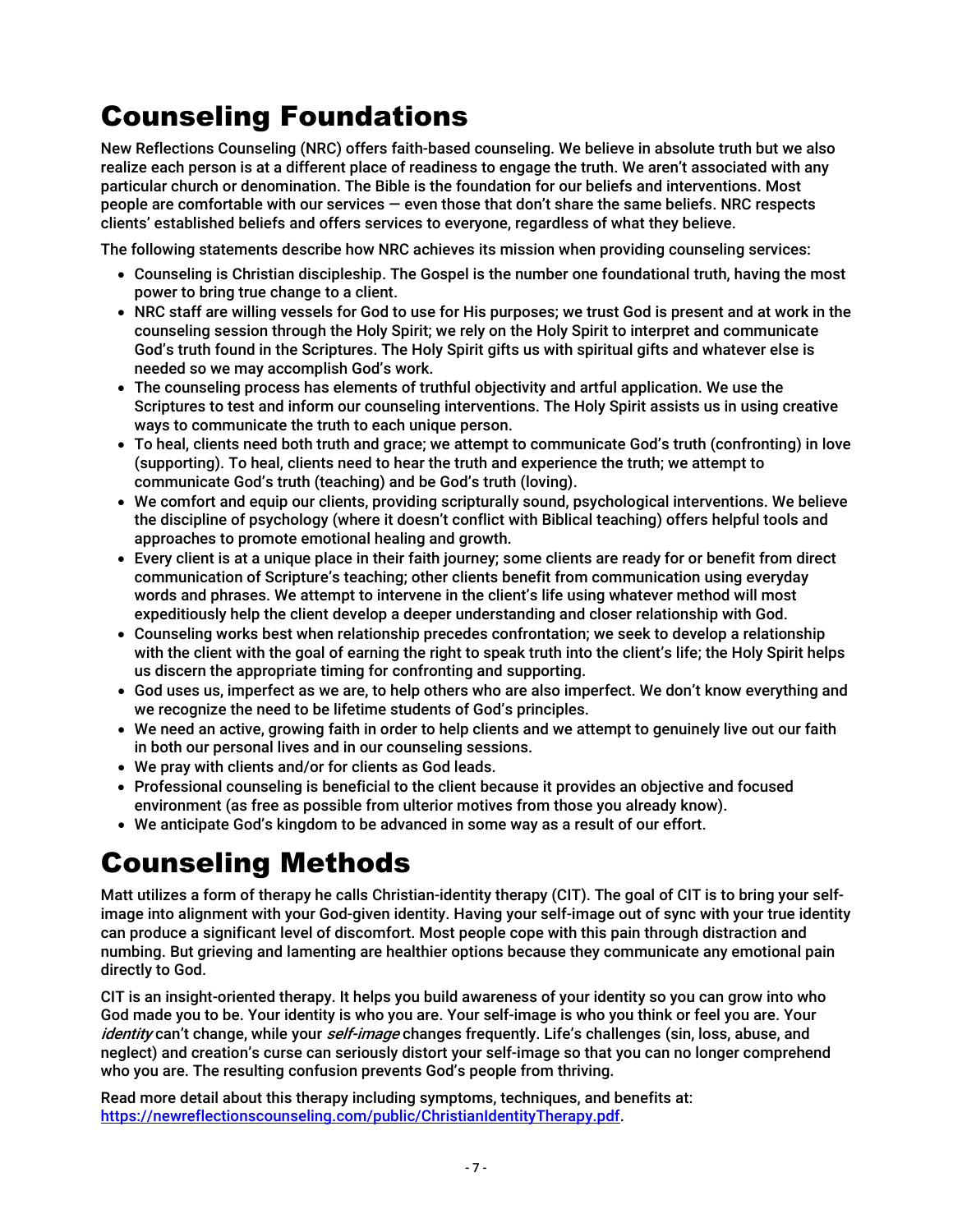# Counseling Foundations

New Reflections Counseling (NRC) offers faith-based counseling. We believe in absolute truth but we also realize each person is at a different place of readiness to engage the truth. We aren't associated with any particular church or denomination. The Bible is the foundation for our beliefs and interventions. Most people are comfortable with our services — even those that don't share the same beliefs. NRC respects clients' established beliefs and offers services to everyone, regardless of what they believe.

The following statements describe how NRC achieves its mission when providing counseling services:

- Counseling is Christian discipleship. The Gospel is the number one foundational truth, having the most power to bring true change to a client.
- NRC staff are willing vessels for God to use for His purposes; we trust God is present and at work in the counseling session through the Holy Spirit; we rely on the Holy Spirit to interpret and communicate God's truth found in the Scriptures. The Holy Spirit gifts us with spiritual gifts and whatever else is needed so we may accomplish God's work.
- The counseling process has elements of truthful objectivity and artful application. We use the Scriptures to test and inform our counseling interventions. The Holy Spirit assists us in using creative ways to communicate the truth to each unique person.
- To heal, clients need both truth and grace; we attempt to communicate God's truth (confronting) in love (supporting). To heal, clients need to hear the truth and experience the truth; we attempt to communicate God's truth (teaching) and be God's truth (loving).
- We comfort and equip our clients, providing scripturally sound, psychological interventions. We believe the discipline of psychology (where it doesn't conflict with Biblical teaching) offers helpful tools and approaches to promote emotional healing and growth.
- Every client is at a unique place in their faith journey; some clients are ready for or benefit from direct communication of Scripture's teaching; other clients benefit from communication using everyday words and phrases. We attempt to intervene in the client's life using whatever method will most expeditiously help the client develop a deeper understanding and closer relationship with God.
- Counseling works best when relationship precedes confrontation; we seek to develop a relationship with the client with the goal of earning the right to speak truth into the client's life; the Holy Spirit helps us discern the appropriate timing for confronting and supporting.
- God uses us, imperfect as we are, to help others who are also imperfect. We don't know everything and we recognize the need to be lifetime students of God's principles.
- We need an active, growing faith in order to help clients and we attempt to genuinely live out our faith in both our personal lives and in our counseling sessions.
- We pray with clients and/or for clients as God leads.
- Professional counseling is beneficial to the client because it provides an objective and focused environment (as free as possible from ulterior motives from those you already know).
- We anticipate God's kingdom to be advanced in some way as a result of our effort.

# Counseling Methods

Matt utilizes a form of therapy he calls Christian-identity therapy (CIT). The goal of CIT is to bring your self-image into alignment with your God-given identity. Having your self-image out of sync with your true identity can produce a significant level of discomfort. Most people cope with this pain through distraction and numbing. But grieving and lamenting are healthier options because they communicate any emotional pain directly to God.

CIT is an insight-oriented therapy. It helps you build awareness of your identity so you can grow into who God made you to be. Your identity is who you are. Your self-image is who you think or feel you are. Your *identity* can't change, while your *self-image* changes frequently. Life's challenges (sin, loss, abuse, and neglect) and creation's curse can seriously distort your self-image so that you can no longer comprehend who you are. The resulting confusion prevents God's people from thriving.

Read more detail about this therapy including symptoms, techniques, and benefits at: [https://newreflectionscounseling.com/public/ChristianIdentityTherapy.pdf](https://newreflectionscounseling.com/public/ChristianIdentityTherapy.pdf).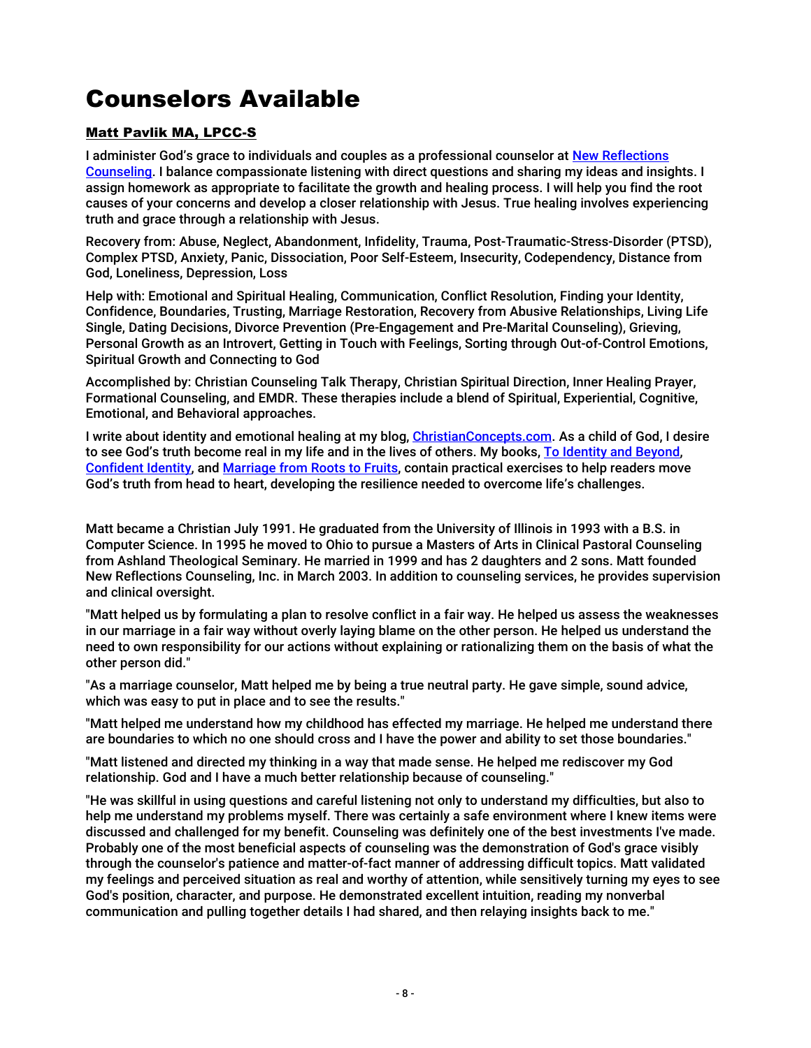# Counselors Available

## Matt Pavlik MA, LPCC-S

I administer God's grace to individuals and couples as a professional counselor at New Reflections Counseling. I balance compassionate listening with direct questions and sharing my ideas and insights. I assign homework as appropriate to facilitate the growth and healing process. I will help you find the root causes of your concerns and develop a closer relationship with Jesus. True healing involves experiencing truth and grace through a relationship with Jesus.

Recovery from: Abuse, Neglect, Abandonment, Infidelity, Trauma, Post-Traumatic-Stress-Disorder (PTSD), Complex PTSD, Anxiety, Panic, Dissociation, Poor Self-Esteem, Insecurity, Codependency, Distance from God, Loneliness, Depression, Loss

Help with: Emotional and Spiritual Healing, Communication, Conflict Resolution, Finding your Identity, Confidence, Boundaries, Trusting, Marriage Restoration, Recovery from Abusive Relationships, Living Life Single, Dating Decisions, Divorce Prevention (Pre-Engagement and Pre-Marital Counseling), Grieving, Personal Growth as an Introvert, Getting in Touch with Feelings, Sorting through Out-of-Control Emotions, Spiritual Growth and Connecting to God

Accomplished by: Christian Counseling Talk Therapy, Christian Spiritual Direction, Inner Healing Prayer, Formational Counseling, and EMDR. These therapies include a blend of Spiritual, Experiential, Cognitive, Emotional, and Behavioral approaches.

I write about identity and emotional healing at my blog, ChristianConcepts.com. As a child of God, I desire to see God's truth become real in my life and in the lives of others. My books, To Identity and Beyond, Confident Identity, and Marriage from Roots to Fruits, contain practical exercises to help readers move God's truth from head to heart, developing the resilience needed to overcome life's challenges.

Matt became a Christian July 1991. He graduated from the University of Illinois in 1993 with a B.S. in Computer Science. In 1995 he moved to Ohio to pursue a Masters of Arts in Clinical Pastoral Counseling from Ashland Theological Seminary. He married in 1999 and has 2 daughters and 2 sons. Matt founded New Reflections Counseling, Inc. in March 2003. In addition to counseling services, he provides supervision and clinical oversight.

"Matt helped us by formulating a plan to resolve conflict in a fair way. He helped us assess the weaknesses in our marriage in a fair way without overly laying blame on the other person. He helped us understand the need to own responsibility for our actions without explaining or rationalizing them on the basis of what the other person did."

"As a marriage counselor, Matt helped me by being a true neutral party. He gave simple, sound advice, which was easy to put in place and to see the results."

"Matt helped me understand how my childhood has effected my marriage. He helped me understand there are boundaries to which no one should cross and I have the power and ability to set those boundaries."

"Matt listened and directed my thinking in a way that made sense. He helped me rediscover my God relationship. God and I have a much better relationship because of counseling."

"He was skillful in using questions and careful listening not only to understand my difficulties, but also to help me understand my problems myself. There was certainly a safe environment where I knew items were discussed and challenged for my benefit. Counseling was definitely one of the best investments I've made. Probably one of the most beneficial aspects of counseling was the demonstration of God's grace visibly through the counselor's patience and matter-of-fact manner of addressing difficult topics. Matt validated my feelings and perceived situation as real and worthy of attention, while sensitively turning my eyes to see God's position, character, and purpose. He demonstrated excellent intuition, reading my nonverbal communication and pulling together details I had shared, and then relaying insights back to me."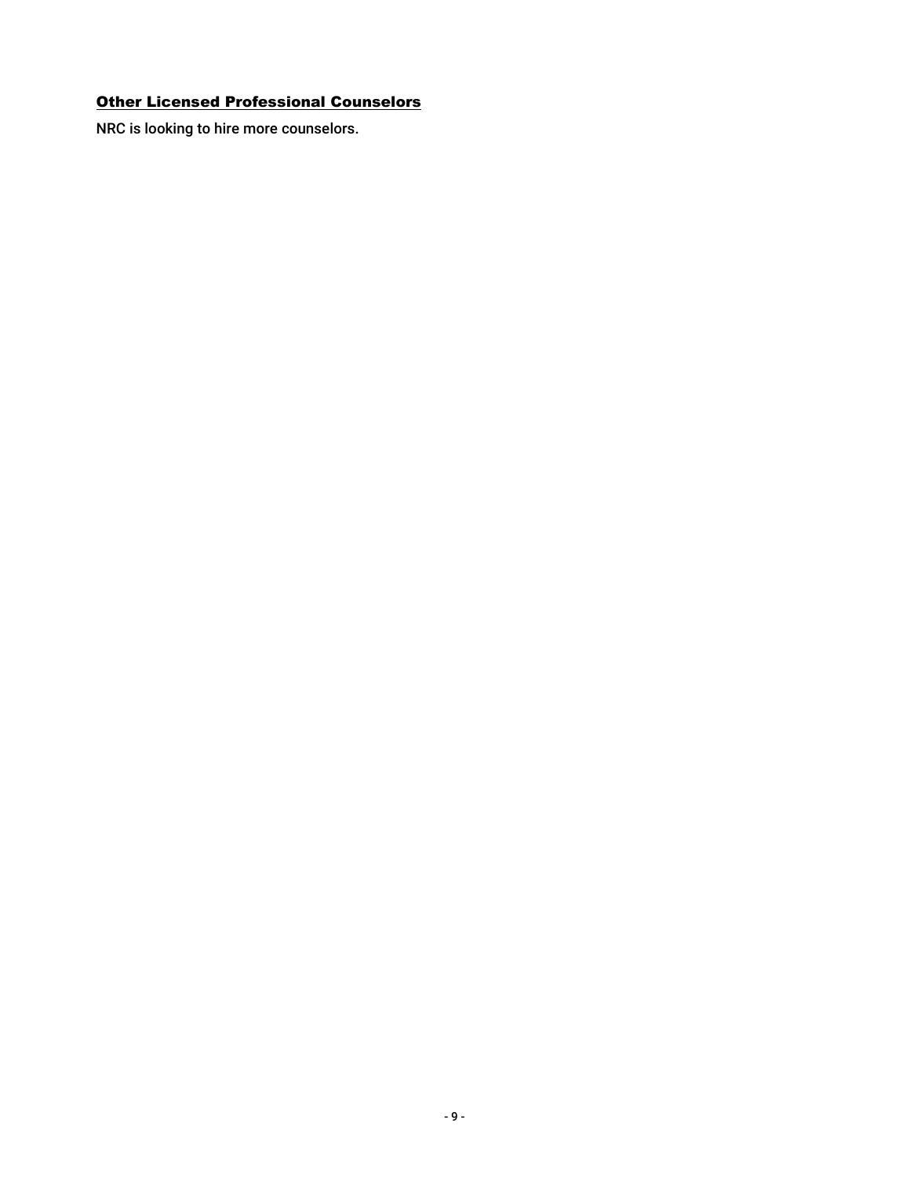### Other Licensed Professional Counselors

NRC is looking to hire more counselors.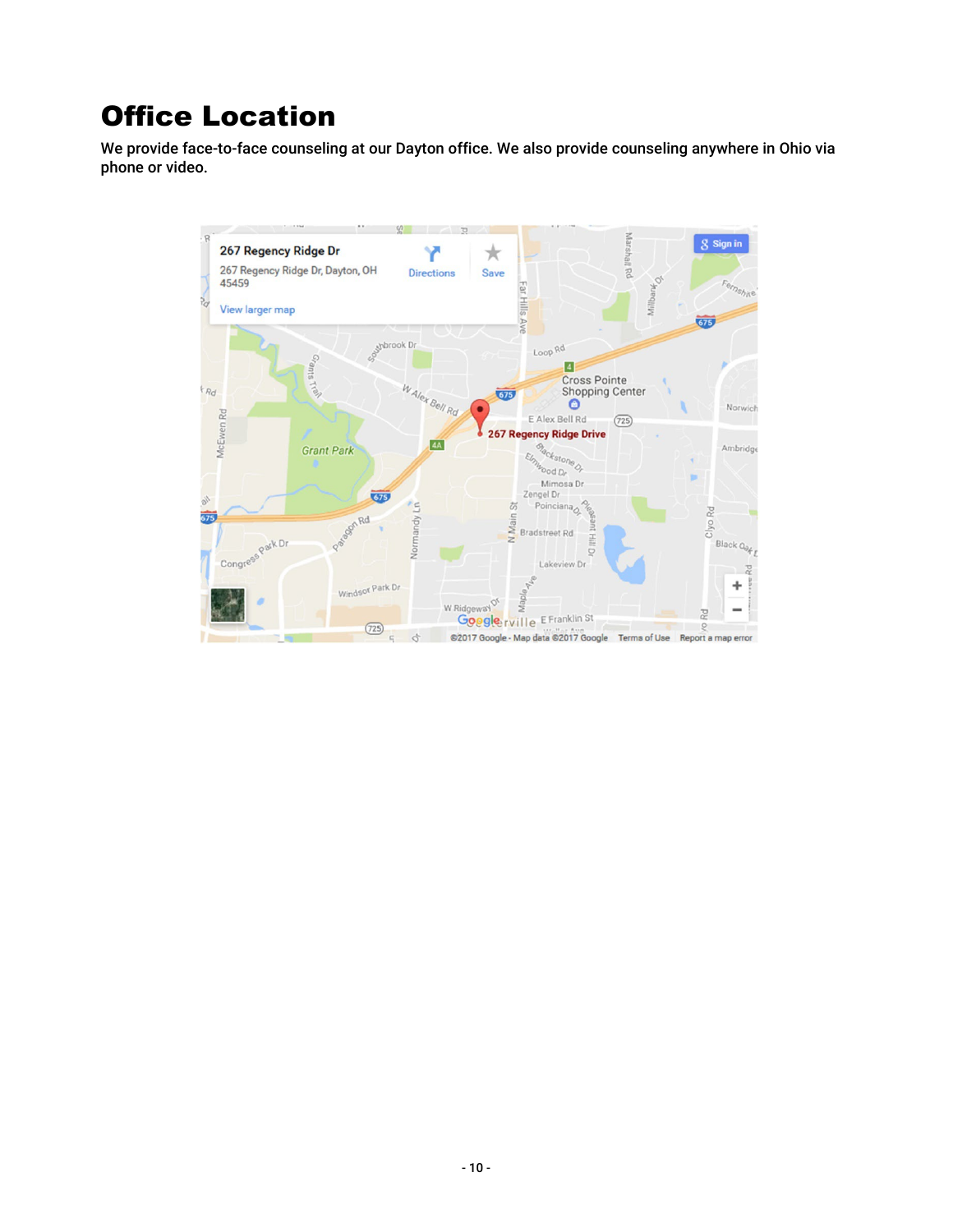# Office Location

We provide face-to-face counseling at our Dayton office. We also provide counseling anywhere in Ohio via phone or video.